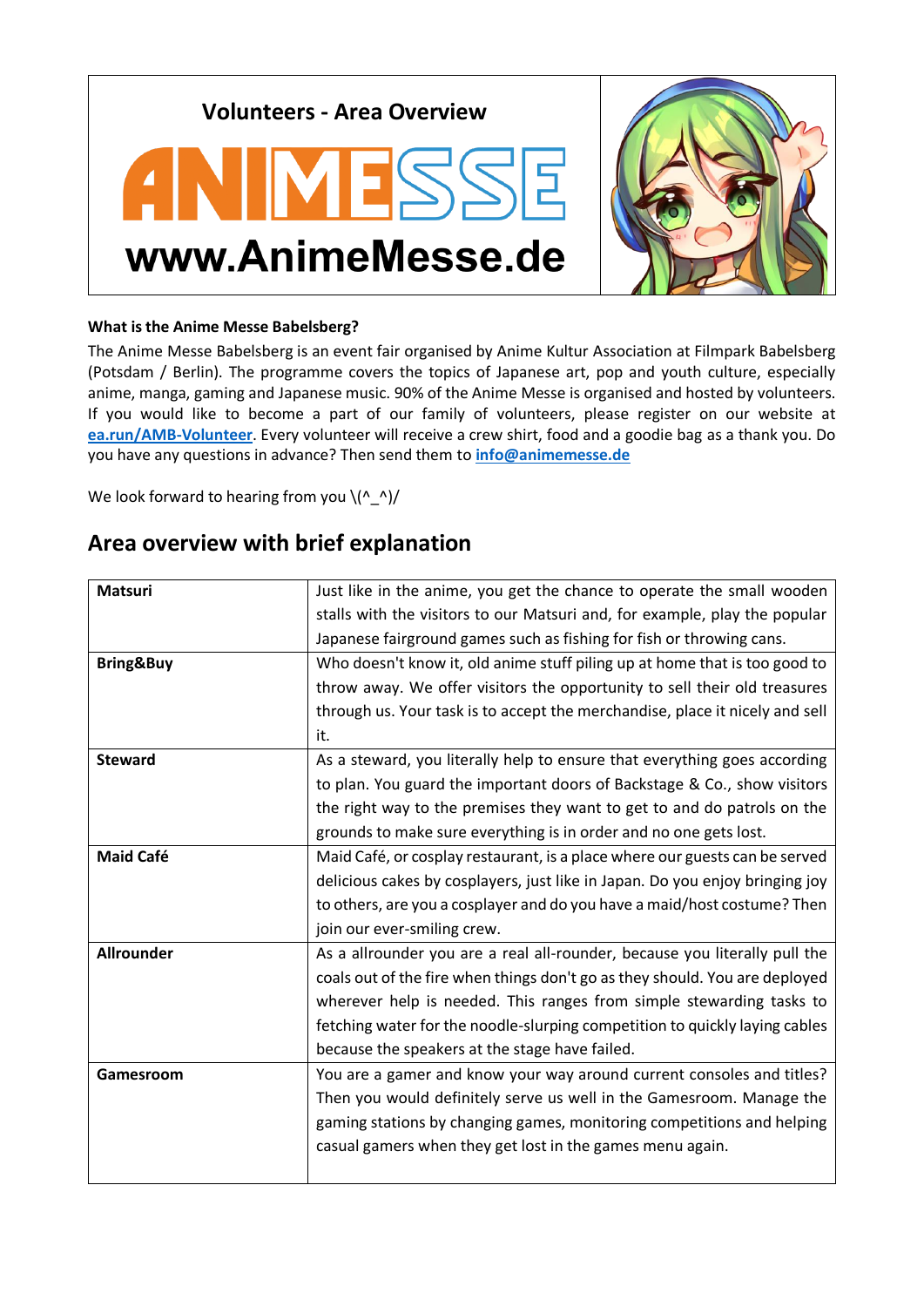**Volunteers - Area Overview**

**ANIMESSE**

**www.AnimeMesse.de**

**What is the Anime Messe Babelsberg?**

The Anime Messe Babelsberg is an event fair organised by Anime Kultur Association at Filmpark Babelsberg (Potsdam / Berlin). The programme covers the topics of Japanese art, pop and youth culture, especially anime, manga, gaming and Japanese music. 90% of the Anime Messe is organised and hosted by volunteers. If you would like to become a part of our family of volunteers, please register on our website at **ea.run/AMB-Volunteer**. Every volunteer will receive a crew shirt, food and a goodie bag as a thank you. Do you have any questions in advance? Then send them to **info@animemesse.de**

We look forward to hearing from you \(^_^)/

## Area overview with brief explanation

| | |
|---|---|
| **Matsuri** | Just like in the anime, you get the chance to operate the small wooden stalls with the visitors to our Matsuri and, for example, play the popular Japanese fairground games such as fishing for fish or throwing cans. |
| **Bring&Buy** | Who doesn't know it, old anime stuff piling up at home that is too good to throw away. We offer visitors the opportunity to sell their old treasures through us. Your task is to accept the merchandise, place it nicely and sell it. |
| **Steward** | As a steward, you literally help to ensure that everything goes according to plan. You guard the important doors of Backstage & Co., show visitors the right way to the premises they want to get to and do patrols on the grounds to make sure everything is in order and no one gets lost. |
| **Maid Café** | Maid Café, or cosplay restaurant, is a place where our guests can be served delicious cakes by cosplayers, just like in Japan. Do you enjoy bringing joy to others, are you a cosplayer and do you have a maid/host costume? Then join our ever-smiling crew. |
| **Allrounder** | As a allrounder you are a real all-rounder, because you literally pull the coals out of the fire when things don't go as they should. You are deployed wherever help is needed. This ranges from simple stewarding tasks to fetching water for the noodle-slurping competition to quickly laying cables because the speakers at the stage have failed. |
| **Gamesroom** | You are a gamer and know your way around current consoles and titles? Then you would definitely serve us well in the Gamesroom. Manage the gaming stations by changing games, monitoring competitions and helping casual gamers when they get lost in the games menu again. |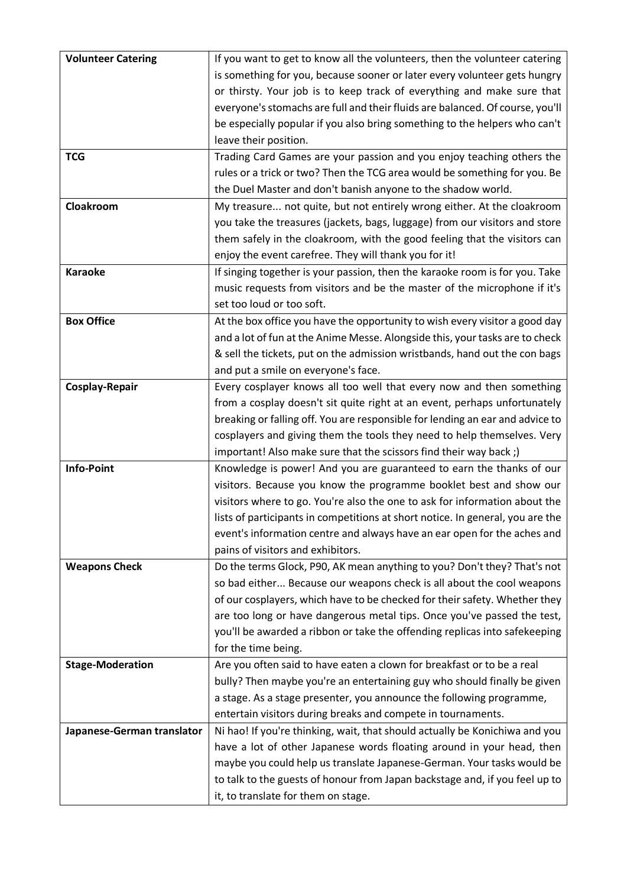| **Volunteer Catering** | If you want to get to know all the volunteers, then the volunteer catering is something for you, because sooner or later every volunteer gets hungry or thirsty. Your job is to keep track of everything and make sure that everyone's stomachs are full and their fluids are balanced. Of course, you'll be especially popular if you also bring something to the helpers who can't leave their position. |
|---|---|
| **TCG** | Trading Card Games are your passion and you enjoy teaching others the rules or a trick or two? Then the TCG area would be something for you. Be the Duel Master and don't banish anyone to the shadow world. |
| **Cloakroom** | My treasure... not quite, but not entirely wrong either. At the cloakroom you take the treasures (jackets, bags, luggage) from our visitors and store them safely in the cloakroom, with the good feeling that the visitors can enjoy the event carefree. They will thank you for it! |
| **Karaoke** | If singing together is your passion, then the karaoke room is for you. Take music requests from visitors and be the master of the microphone if it's set too loud or too soft. |
| **Box Office** | At the box office you have the opportunity to wish every visitor a good day and a lot of fun at the Anime Messe. Alongside this, your tasks are to check & sell the tickets, put on the admission wristbands, hand out the con bags and put a smile on everyone's face. |
| **Cosplay-Repair** | Every cosplayer knows all too well that every now and then something from a cosplay doesn't sit quite right at an event, perhaps unfortunately breaking or falling off. You are responsible for lending an ear and advice to cosplayers and giving them the tools they need to help themselves. Very important! Also make sure that the scissors find their way back ;) |
| **Info-Point** | Knowledge is power! And you are guaranteed to earn the thanks of our visitors. Because you know the programme booklet best and show our visitors where to go. You're also the one to ask for information about the lists of participants in competitions at short notice. In general, you are the event's information centre and always have an ear open for the aches and pains of visitors and exhibitors. |
| **Weapons Check** | Do the terms Glock, P90, AK mean anything to you? Don't they? That's not so bad either... Because our weapons check is all about the cool weapons of our cosplayers, which have to be checked for their safety. Whether they are too long or have dangerous metal tips. Once you've passed the test, you'll be awarded a ribbon or take the offending replicas into safekeeping for the time being. |
| **Stage-Moderation** | Are you often said to have eaten a clown for breakfast or to be a real bully? Then maybe you're an entertaining guy who should finally be given a stage. As a stage presenter, you announce the following programme, entertain visitors during breaks and compete in tournaments. |
| **Japanese-German translator** | Ni hao! If you're thinking, wait, that should actually be Konichiwa and you have a lot of other Japanese words floating around in your head, then maybe you could help us translate Japanese-German. Your tasks would be to talk to the guests of honour from Japan backstage and, if you feel up to it, to translate for them on stage. |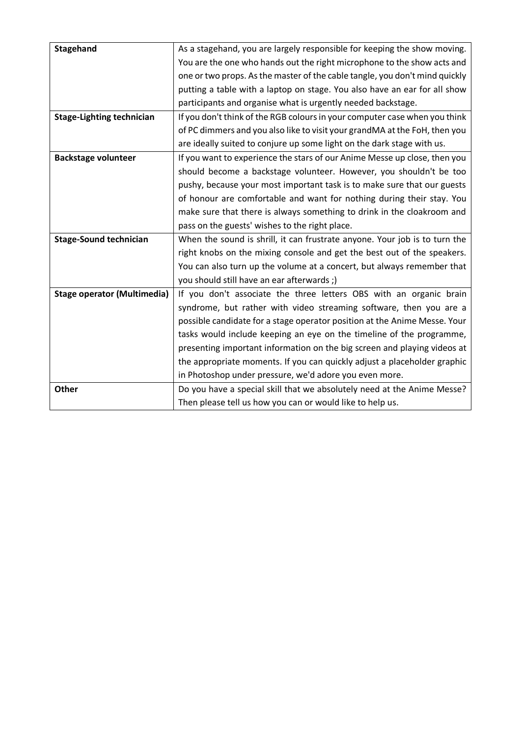| | |
|---|---|
| **Stagehand** | As a stagehand, you are largely responsible for keeping the show moving. You are the one who hands out the right microphone to the show acts and one or two props. As the master of the cable tangle, you don't mind quickly putting a table with a laptop on stage. You also have an ear for all show participants and organise what is urgently needed backstage. |
| **Stage-Lighting technician** | If you don't think of the RGB colours in your computer case when you think of PC dimmers and you also like to visit your grandMA at the FoH, then you are ideally suited to conjure up some light on the dark stage with us. |
| **Backstage volunteer** | If you want to experience the stars of our Anime Messe up close, then you should become a backstage volunteer. However, you shouldn't be too pushy, because your most important task is to make sure that our guests of honour are comfortable and want for nothing during their stay. You make sure that there is always something to drink in the cloakroom and pass on the guests' wishes to the right place. |
| **Stage-Sound technician** | When the sound is shrill, it can frustrate anyone. Your job is to turn the right knobs on the mixing console and get the best out of the speakers. You can also turn up the volume at a concert, but always remember that you should still have an ear afterwards ;) |
| **Stage operator (Multimedia)** | If you don't associate the three letters OBS with an organic brain syndrome, but rather with video streaming software, then you are a possible candidate for a stage operator position at the Anime Messe. Your tasks would include keeping an eye on the timeline of the programme, presenting important information on the big screen and playing videos at the appropriate moments. If you can quickly adjust a placeholder graphic in Photoshop under pressure, we'd adore you even more. |
| **Other** | Do you have a special skill that we absolutely need at the Anime Messe? Then please tell us how you can or would like to help us. |